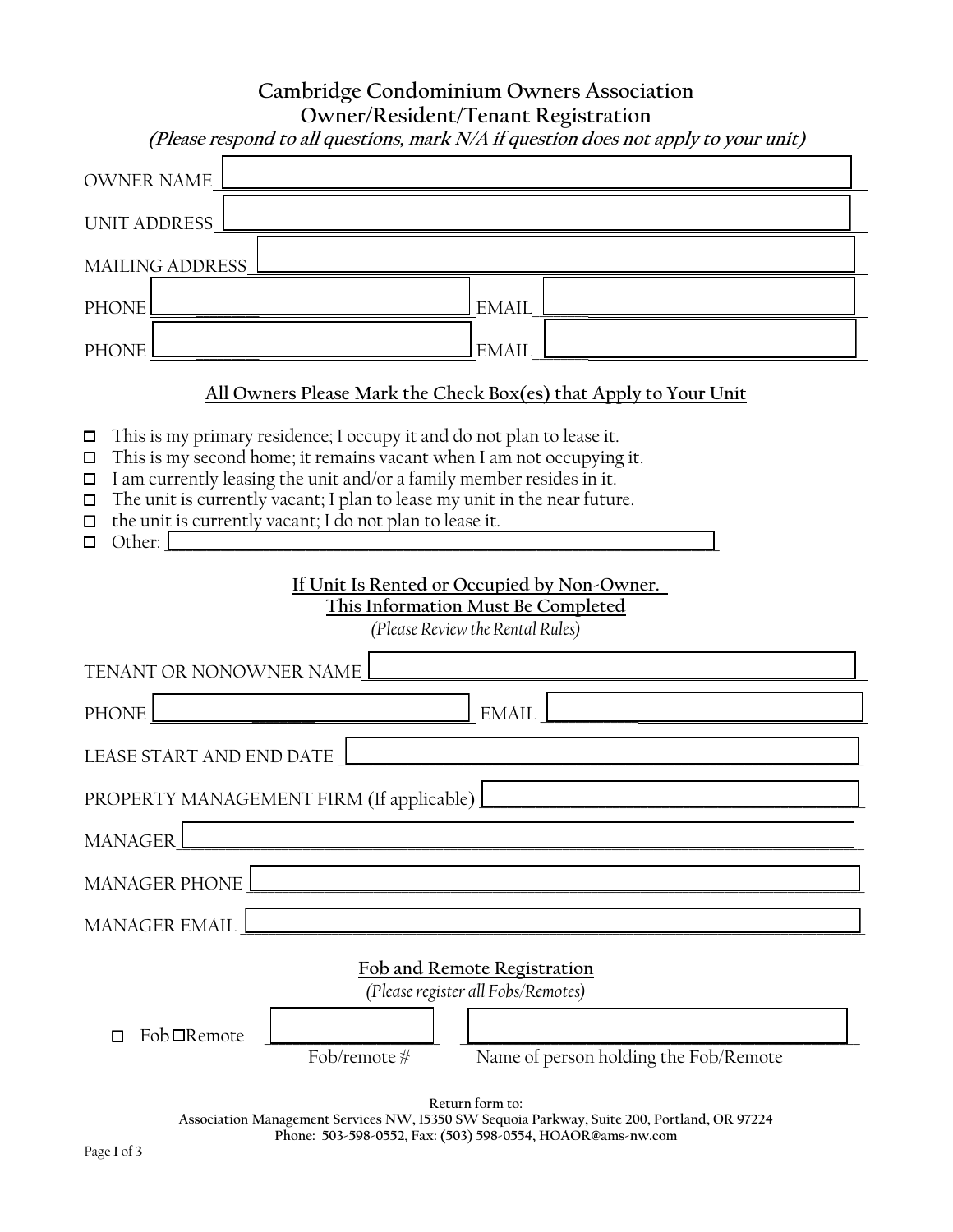# Cambridge Condominium Owners Association
## Owner/Resident/Tenant Registration

***(Please respond to all questions, mark N/A if question does not apply to your unit)***

OWNER NAME ______________________________

UNIT ADDRESS ______________________________

MAILING ADDRESS ______________________________

PHONE ______________________ EMAIL ______________________

PHONE ______________________ EMAIL ______________________

### All Owners Please Mark the Check Box(es) that Apply to Your Unit

- ☐ This is my primary residence; I occupy it and do not plan to lease it.
- ☐ This is my second home; it remains vacant when I am not occupying it.
- ☐ I am currently leasing the unit and/or a family member resides in it.
- ☐ The unit is currently vacant; I plan to lease my unit in the near future.
- ☐ the unit is currently vacant; I do not plan to lease it.
- ☐ Other: ______________________________

### If Unit Is Rented or Occupied by Non-Owner. This Information Must Be Completed

*(Please Review the Rental Rules)*

TENANT OR NONOWNER NAME ______________________________

PHONE ______________________ EMAIL ______________________

LEASE START AND END DATE ______________________________

PROPERTY MANAGEMENT FIRM (If applicable) ______________________________

MANAGER ______________________________

MANAGER PHONE ______________________________

MANAGER EMAIL ______________________________

### Fob and Remote Registration

*(Please register all Fobs/Remotes)*

☐ Fob ☐ Remote ______________ ______________________________

Fob/remote # — Name of person holding the Fob/Remote

**Return form to:**
**Association Management Services NW, 15350 SW Sequoia Parkway, Suite 200, Portland, OR 97224**
**Phone: 503-598-0552, Fax: (503) 598-0554, HOAOR@ams-nw.com**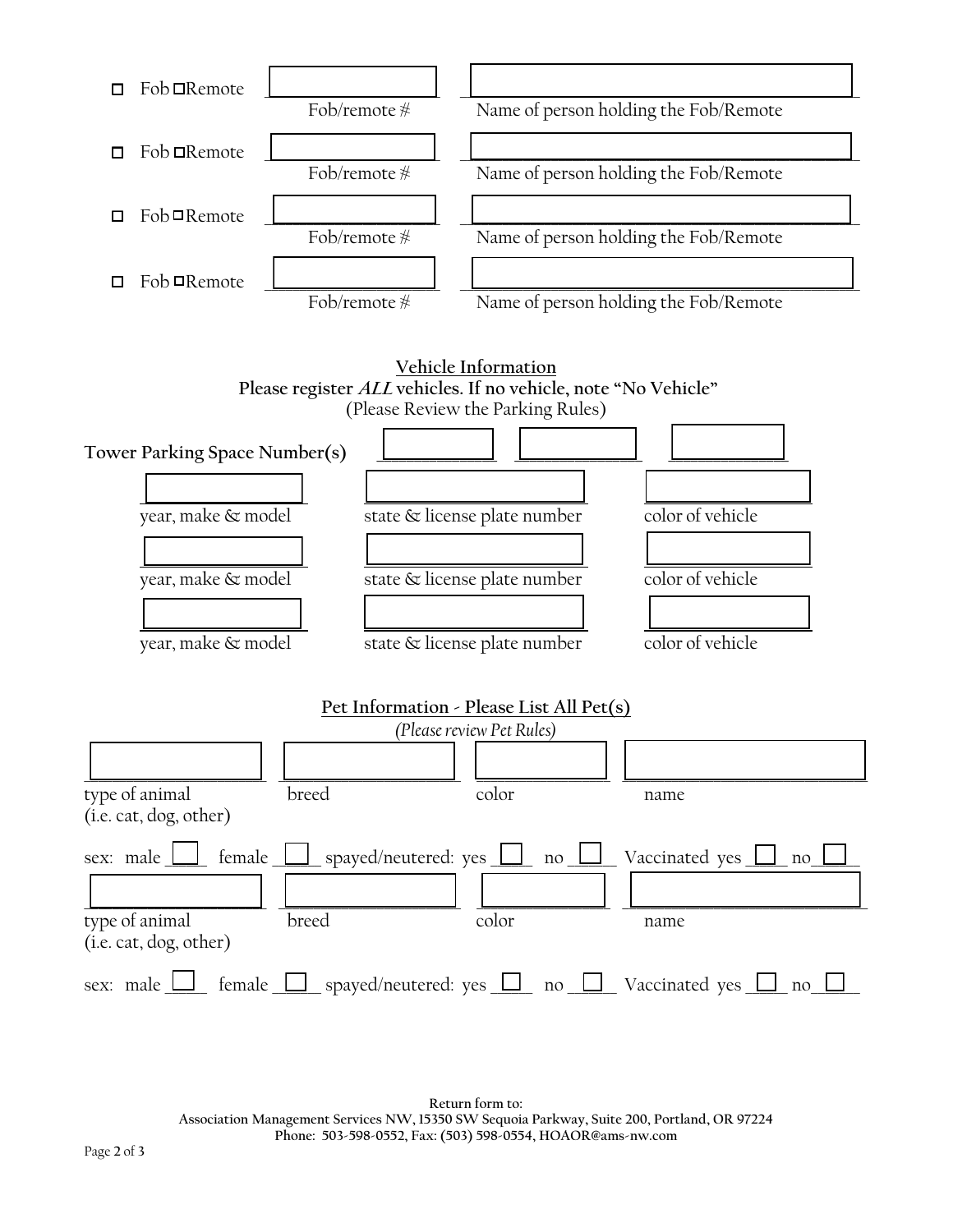☐ Fob ☐Remote \_\_\_\_\_\_\_\_\_\_\_\_\_\_\_\_ \_\_\_\_\_\_\_\_\_\_\_\_\_\_\_\_\_\_\_\_\_\_\_\_\_\_\_\_\_\_\_\_

Fob/remote # — Name of person holding the Fob/Remote

☐ Fob ☐Remote \_\_\_\_\_\_\_\_\_\_\_\_\_\_\_\_ \_\_\_\_\_\_\_\_\_\_\_\_\_\_\_\_\_\_\_\_\_\_\_\_\_\_\_\_\_\_\_\_

Fob/remote # — Name of person holding the Fob/Remote

☐ Fob ☐Remote \_\_\_\_\_\_\_\_\_\_\_\_\_\_\_\_ \_\_\_\_\_\_\_\_\_\_\_\_\_\_\_\_\_\_\_\_\_\_\_\_\_\_\_\_\_\_\_\_

Fob/remote # — Name of person holding the Fob/Remote

☐ Fob ☐Remote \_\_\_\_\_\_\_\_\_\_\_\_\_\_\_\_ \_\_\_\_\_\_\_\_\_\_\_\_\_\_\_\_\_\_\_\_\_\_\_\_\_\_\_\_\_\_\_\_

Fob/remote # — Name of person holding the Fob/Remote

## Vehicle Information

**Please register *ALL* vehicles. If no vehicle, note "No Vehicle"**

(Please Review the Parking Rules)

**Tower Parking Space Number(s)** \_\_\_\_\_\_\_\_\_\_ \_\_\_\_\_\_\_\_\_\_ \_\_\_\_\_\_\_\_\_\_

| year, make & model | state & license plate number | color of vehicle |
| --- | --- | --- |
| | | |
| | | |
| | | |

## Pet Information - Please List All Pet(s)

*(Please review Pet Rules)*

| type of animal (i.e. cat, dog, other) | breed | color | name |
| --- | --- | --- | --- |
| | | | |

sex: male ☐ female ☐ spayed/neutered: yes ☐ no ☐ Vaccinated yes ☐ no ☐

| type of animal (i.e. cat, dog, other) | breed | color | name |
| --- | --- | --- | --- |
| | | | |

sex: male ☐ female ☐ spayed/neutered: yes ☐ no ☐ Vaccinated yes ☐ no ☐

**Return form to:**
**Association Management Services NW, 15350 SW Sequoia Parkway, Suite 200, Portland, OR 97224**
**Phone: 503-598-0552, Fax: (503) 598-0554, HOAOR@ams-nw.com**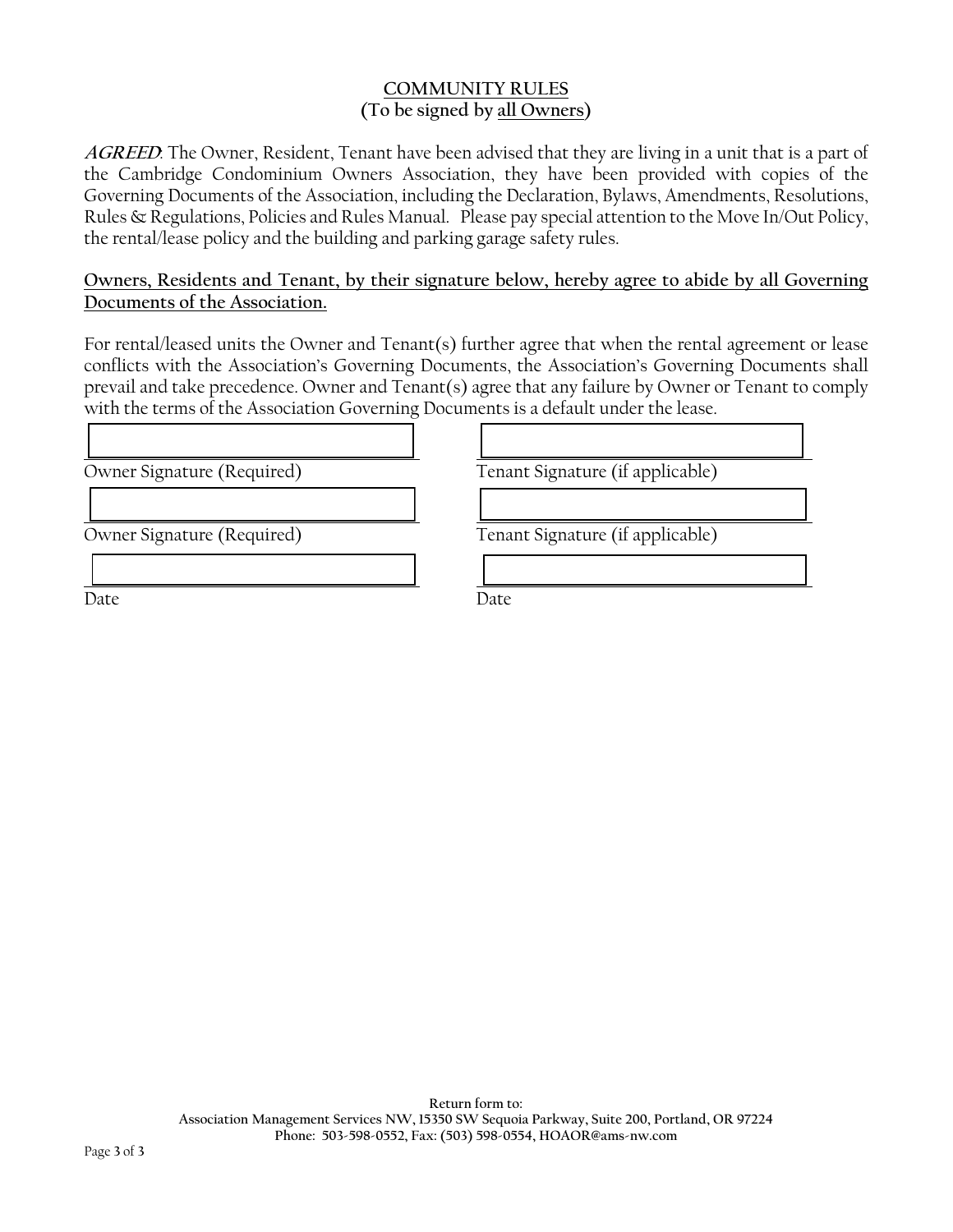# COMMUNITY RULES
**(To be signed by <u>all Owners</u>)**

***AGREED***: The Owner, Resident, Tenant have been advised that they are living in a unit that is a part of the Cambridge Condominium Owners Association, they have been provided with copies of the Governing Documents of the Association, including the Declaration, Bylaws, Amendments, Resolutions, Rules & Regulations, Policies and Rules Manual. Please pay special attention to the Move In/Out Policy, the rental/lease policy and the building and parking garage safety rules.

**<u>Owners, Residents and Tenant, by their signature below, hereby agree to abide by all Governing Documents of the Association.</u>**

For rental/leased units the Owner and Tenant(s) further agree that when the rental agreement or lease conflicts with the Association's Governing Documents, the Association's Governing Documents shall prevail and take precedence. Owner and Tenant(s) agree that any failure by Owner or Tenant to comply with the terms of the Association Governing Documents is a default under the lease.

| | |
|---|---|
| Owner Signature (Required) | Tenant Signature (if applicable) |
| Owner Signature (Required) | Tenant Signature (if applicable) |
| Date | Date |

**Return form to:**
**Association Management Services NW, 15350 SW Sequoia Parkway, Suite 200, Portland, OR 97224**
**Phone: 503-598-0552, Fax: (503) 598-0554, HOAOR@ams-nw.com**